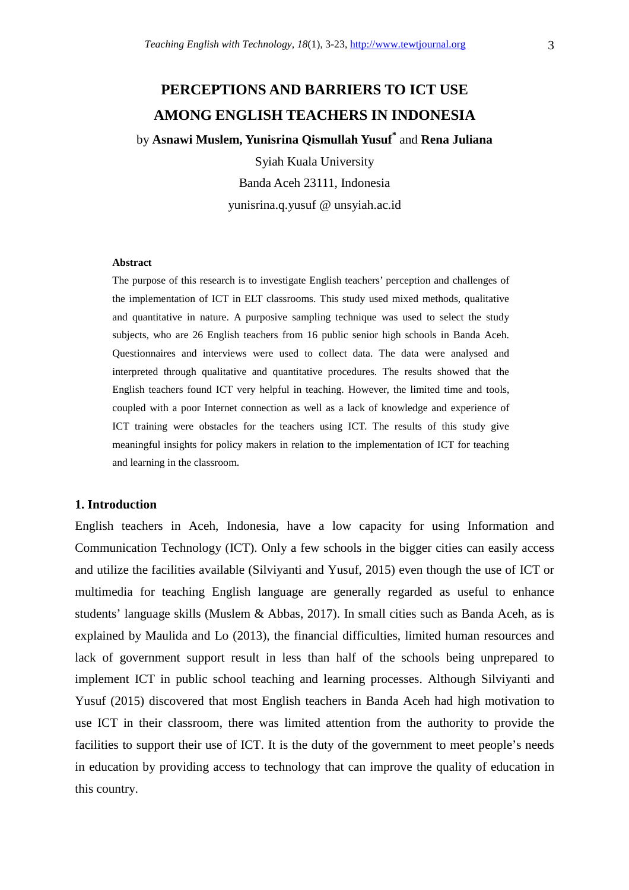# PERCEPTIONS AND BARRIERS TO ICT USE AMONG ENGLISH TEACHERS IN INDONESIA

by **Asnawi Muslem, Yunisrina Qismullah Yusuf*** and **Rena Juliana**

Syiah Kuala University

Banda Aceh 23111, Indonesia

yunisrina.q.yusuf @ unsyiah.ac.id

**Abstract**

The purpose of this research is to investigate English teachers' perception and challenges of the implementation of ICT in ELT classrooms. This study used mixed methods, qualitative and quantitative in nature. A purposive sampling technique was used to select the study subjects, who are 26 English teachers from 16 public senior high schools in Banda Aceh. Questionnaires and interviews were used to collect data. The data were analysed and interpreted through qualitative and quantitative procedures. The results showed that the English teachers found ICT very helpful in teaching. However, the limited time and tools, coupled with a poor Internet connection as well as a lack of knowledge and experience of ICT training were obstacles for the teachers using ICT. The results of this study give meaningful insights for policy makers in relation to the implementation of ICT for teaching and learning in the classroom.

## 1. Introduction

English teachers in Aceh, Indonesia, have a low capacity for using Information and Communication Technology (ICT). Only a few schools in the bigger cities can easily access and utilize the facilities available (Silviyanti and Yusuf, 2015) even though the use of ICT or multimedia for teaching English language are generally regarded as useful to enhance students' language skills (Muslem & Abbas, 2017). In small cities such as Banda Aceh, as is explained by Maulida and Lo (2013), the financial difficulties, limited human resources and lack of government support result in less than half of the schools being unprepared to implement ICT in public school teaching and learning processes. Although Silviyanti and Yusuf (2015) discovered that most English teachers in Banda Aceh had high motivation to use ICT in their classroom, there was limited attention from the authority to provide the facilities to support their use of ICT. It is the duty of the government to meet people's needs in education by providing access to technology that can improve the quality of education in this country.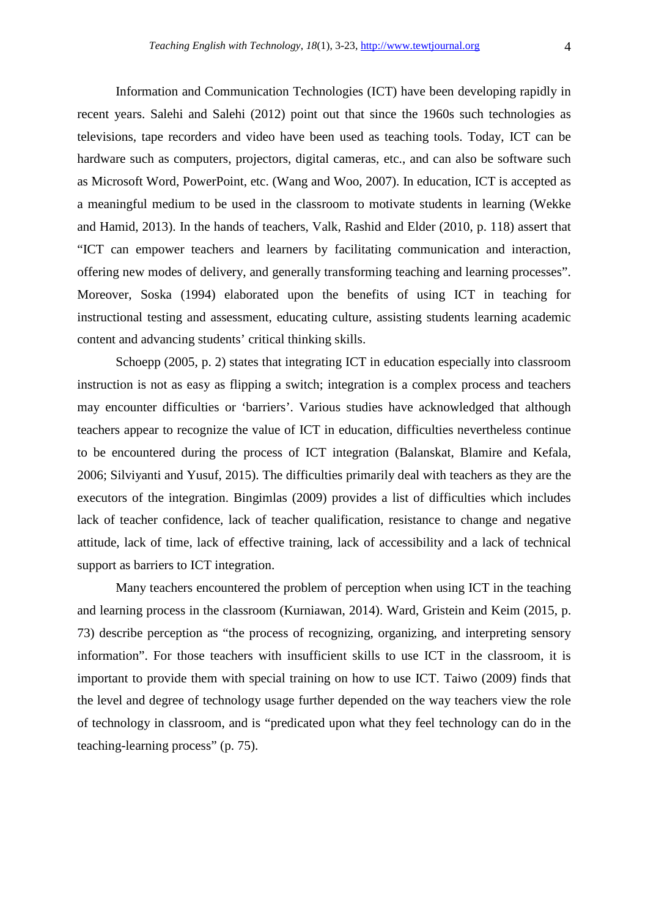Information and Communication Technologies (ICT) have been developing rapidly in recent years. Salehi and Salehi (2012) point out that since the 1960s such technologies as televisions, tape recorders and video have been used as teaching tools. Today, ICT can be hardware such as computers, projectors, digital cameras, etc., and can also be software such as Microsoft Word, PowerPoint, etc. (Wang and Woo, 2007). In education, ICT is accepted as a meaningful medium to be used in the classroom to motivate students in learning (Wekke and Hamid, 2013). In the hands of teachers, Valk, Rashid and Elder (2010, p. 118) assert that "ICT can empower teachers and learners by facilitating communication and interaction, offering new modes of delivery, and generally transforming teaching and learning processes". Moreover, Soska (1994) elaborated upon the benefits of using ICT in teaching for instructional testing and assessment, educating culture, assisting students learning academic content and advancing students' critical thinking skills.

Schoepp (2005, p. 2) states that integrating ICT in education especially into classroom instruction is not as easy as flipping a switch; integration is a complex process and teachers may encounter difficulties or 'barriers'. Various studies have acknowledged that although teachers appear to recognize the value of ICT in education, difficulties nevertheless continue to be encountered during the process of ICT integration (Balanskat, Blamire and Kefala, 2006; Silviyanti and Yusuf, 2015). The difficulties primarily deal with teachers as they are the executors of the integration. Bingimlas (2009) provides a list of difficulties which includes lack of teacher confidence, lack of teacher qualification, resistance to change and negative attitude, lack of time, lack of effective training, lack of accessibility and a lack of technical support as barriers to ICT integration.

Many teachers encountered the problem of perception when using ICT in the teaching and learning process in the classroom (Kurniawan, 2014). Ward, Gristein and Keim (2015, p. 73) describe perception as "the process of recognizing, organizing, and interpreting sensory information". For those teachers with insufficient skills to use ICT in the classroom, it is important to provide them with special training on how to use ICT. Taiwo (2009) finds that the level and degree of technology usage further depended on the way teachers view the role of technology in classroom, and is "predicated upon what they feel technology can do in the teaching-learning process" (p. 75).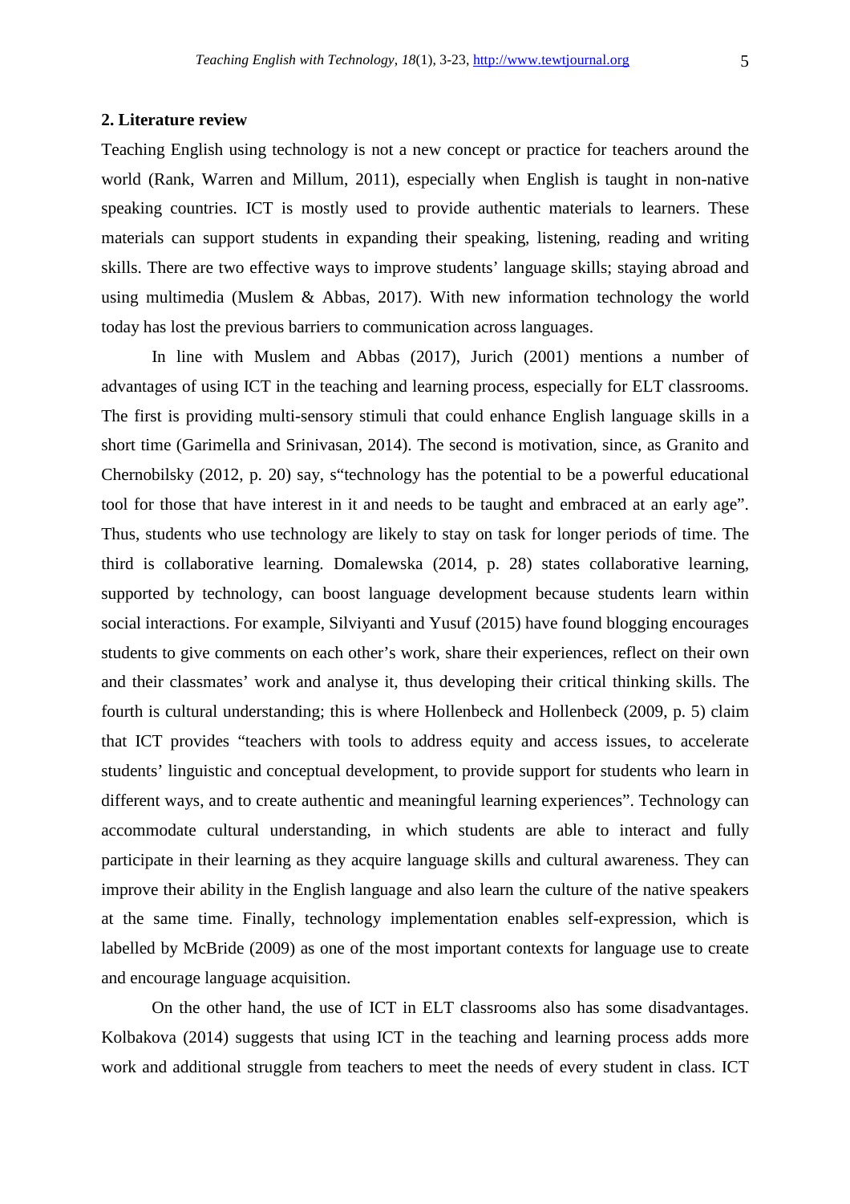## 2. Literature review

Teaching English using technology is not a new concept or practice for teachers around the world (Rank, Warren and Millum, 2011), especially when English is taught in non-native speaking countries. ICT is mostly used to provide authentic materials to learners. These materials can support students in expanding their speaking, listening, reading and writing skills. There are two effective ways to improve students' language skills; staying abroad and using multimedia (Muslem & Abbas, 2017). With new information technology the world today has lost the previous barriers to communication across languages.

In line with Muslem and Abbas (2017), Jurich (2001) mentions a number of advantages of using ICT in the teaching and learning process, especially for ELT classrooms. The first is providing multi-sensory stimuli that could enhance English language skills in a short time (Garimella and Srinivasan, 2014). The second is motivation, since, as Granito and Chernobilsky (2012, p. 20) say, s"technology has the potential to be a powerful educational tool for those that have interest in it and needs to be taught and embraced at an early age". Thus, students who use technology are likely to stay on task for longer periods of time. The third is collaborative learning. Domalewska (2014, p. 28) states collaborative learning, supported by technology, can boost language development because students learn within social interactions. For example, Silviyanti and Yusuf (2015) have found blogging encourages students to give comments on each other's work, share their experiences, reflect on their own and their classmates' work and analyse it, thus developing their critical thinking skills. The fourth is cultural understanding; this is where Hollenbeck and Hollenbeck (2009, p. 5) claim that ICT provides "teachers with tools to address equity and access issues, to accelerate students' linguistic and conceptual development, to provide support for students who learn in different ways, and to create authentic and meaningful learning experiences". Technology can accommodate cultural understanding, in which students are able to interact and fully participate in their learning as they acquire language skills and cultural awareness. They can improve their ability in the English language and also learn the culture of the native speakers at the same time. Finally, technology implementation enables self-expression, which is labelled by McBride (2009) as one of the most important contexts for language use to create and encourage language acquisition.

On the other hand, the use of ICT in ELT classrooms also has some disadvantages. Kolbakova (2014) suggests that using ICT in the teaching and learning process adds more work and additional struggle from teachers to meet the needs of every student in class. ICT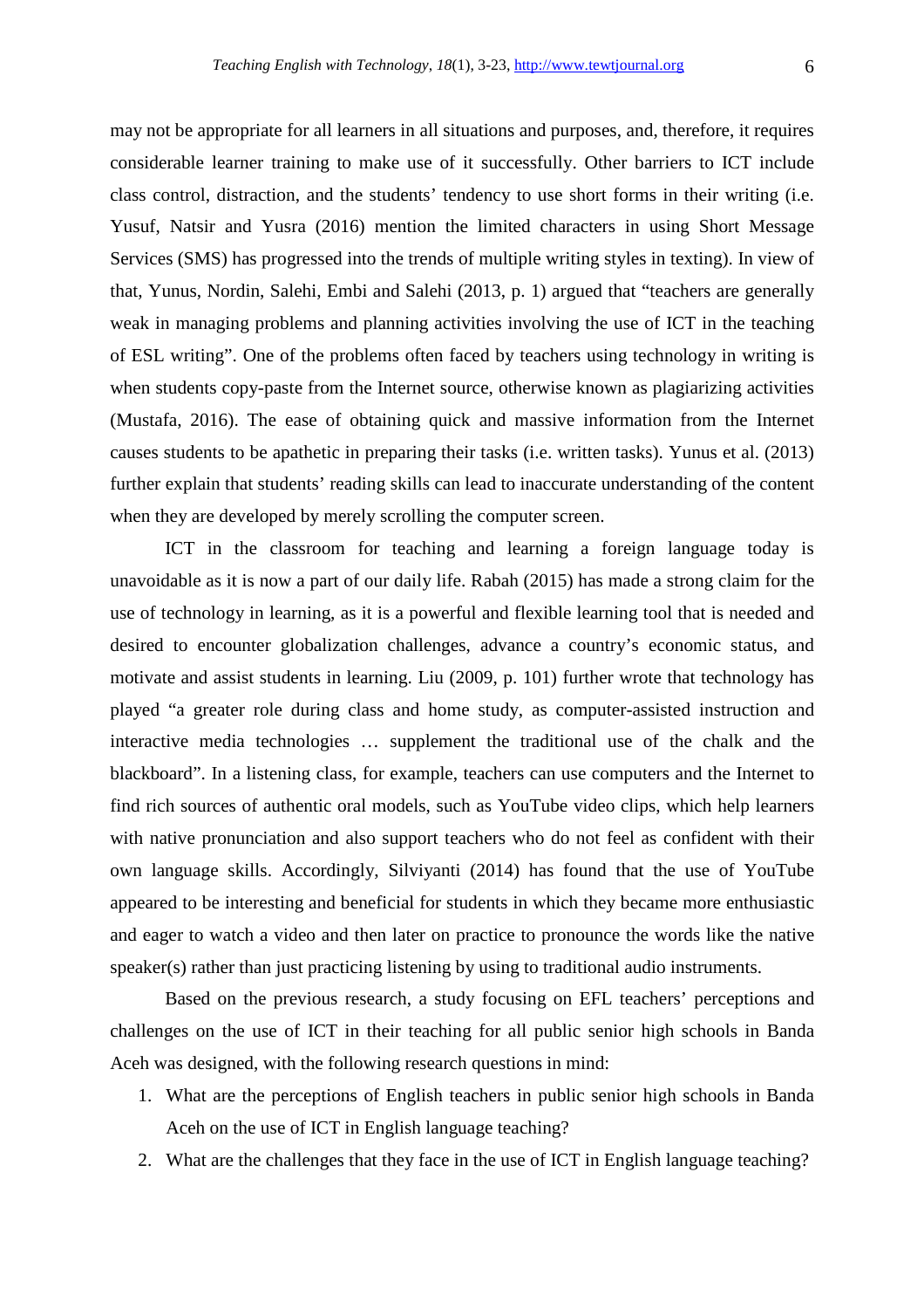may not be appropriate for all learners in all situations and purposes, and, therefore, it requires considerable learner training to make use of it successfully. Other barriers to ICT include class control, distraction, and the students' tendency to use short forms in their writing (i.e. Yusuf, Natsir and Yusra (2016) mention the limited characters in using Short Message Services (SMS) has progressed into the trends of multiple writing styles in texting). In view of that, Yunus, Nordin, Salehi, Embi and Salehi (2013, p. 1) argued that "teachers are generally weak in managing problems and planning activities involving the use of ICT in the teaching of ESL writing". One of the problems often faced by teachers using technology in writing is when students copy-paste from the Internet source, otherwise known as plagiarizing activities (Mustafa, 2016). The ease of obtaining quick and massive information from the Internet causes students to be apathetic in preparing their tasks (i.e. written tasks). Yunus et al. (2013) further explain that students' reading skills can lead to inaccurate understanding of the content when they are developed by merely scrolling the computer screen.

ICT in the classroom for teaching and learning a foreign language today is unavoidable as it is now a part of our daily life. Rabah (2015) has made a strong claim for the use of technology in learning, as it is a powerful and flexible learning tool that is needed and desired to encounter globalization challenges, advance a country's economic status, and motivate and assist students in learning. Liu (2009, p. 101) further wrote that technology has played "a greater role during class and home study, as computer-assisted instruction and interactive media technologies … supplement the traditional use of the chalk and the blackboard". In a listening class, for example, teachers can use computers and the Internet to find rich sources of authentic oral models, such as YouTube video clips, which help learners with native pronunciation and also support teachers who do not feel as confident with their own language skills. Accordingly, Silviyanti (2014) has found that the use of YouTube appeared to be interesting and beneficial for students in which they became more enthusiastic and eager to watch a video and then later on practice to pronounce the words like the native speaker(s) rather than just practicing listening by using to traditional audio instruments.

Based on the previous research, a study focusing on EFL teachers' perceptions and challenges on the use of ICT in their teaching for all public senior high schools in Banda Aceh was designed, with the following research questions in mind:

1. What are the perceptions of English teachers in public senior high schools in Banda Aceh on the use of ICT in English language teaching?
2. What are the challenges that they face in the use of ICT in English language teaching?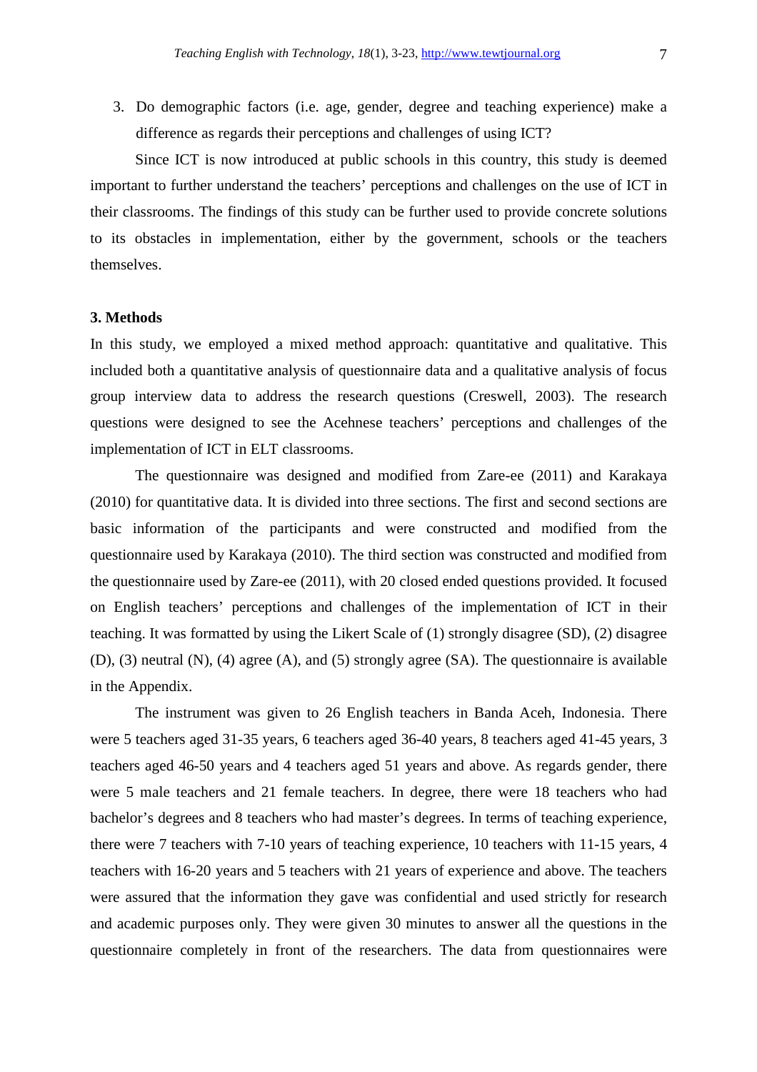3. Do demographic factors (i.e. age, gender, degree and teaching experience) make a difference as regards their perceptions and challenges of using ICT?

Since ICT is now introduced at public schools in this country, this study is deemed important to further understand the teachers' perceptions and challenges on the use of ICT in their classrooms. The findings of this study can be further used to provide concrete solutions to its obstacles in implementation, either by the government, schools or the teachers themselves.

## 3. Methods

In this study, we employed a mixed method approach: quantitative and qualitative. This included both a quantitative analysis of questionnaire data and a qualitative analysis of focus group interview data to address the research questions (Creswell, 2003). The research questions were designed to see the Acehnese teachers' perceptions and challenges of the implementation of ICT in ELT classrooms.

The questionnaire was designed and modified from Zare-ee (2011) and Karakaya (2010) for quantitative data. It is divided into three sections. The first and second sections are basic information of the participants and were constructed and modified from the questionnaire used by Karakaya (2010). The third section was constructed and modified from the questionnaire used by Zare-ee (2011), with 20 closed ended questions provided. It focused on English teachers' perceptions and challenges of the implementation of ICT in their teaching. It was formatted by using the Likert Scale of (1) strongly disagree (SD), (2) disagree (D), (3) neutral (N), (4) agree (A), and (5) strongly agree (SA). The questionnaire is available in the Appendix.

The instrument was given to 26 English teachers in Banda Aceh, Indonesia. There were 5 teachers aged 31-35 years, 6 teachers aged 36-40 years, 8 teachers aged 41-45 years, 3 teachers aged 46-50 years and 4 teachers aged 51 years and above. As regards gender, there were 5 male teachers and 21 female teachers. In degree, there were 18 teachers who had bachelor's degrees and 8 teachers who had master's degrees. In terms of teaching experience, there were 7 teachers with 7-10 years of teaching experience, 10 teachers with 11-15 years, 4 teachers with 16-20 years and 5 teachers with 21 years of experience and above. The teachers were assured that the information they gave was confidential and used strictly for research and academic purposes only. They were given 30 minutes to answer all the questions in the questionnaire completely in front of the researchers. The data from questionnaires were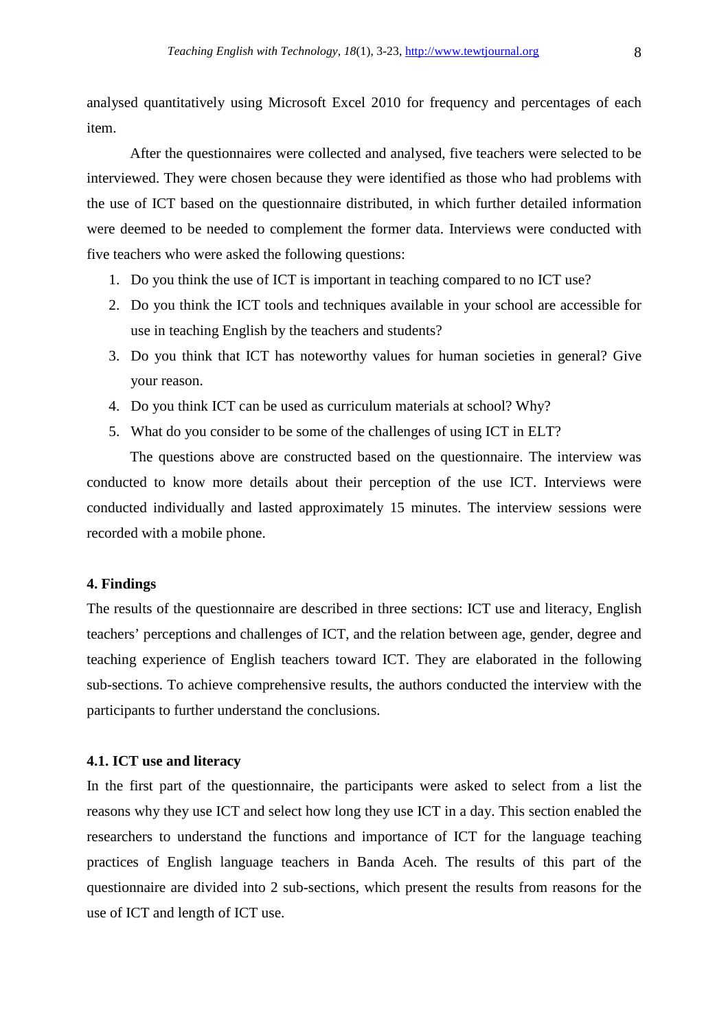analysed quantitatively using Microsoft Excel 2010 for frequency and percentages of each item.

After the questionnaires were collected and analysed, five teachers were selected to be interviewed. They were chosen because they were identified as those who had problems with the use of ICT based on the questionnaire distributed, in which further detailed information were deemed to be needed to complement the former data. Interviews were conducted with five teachers who were asked the following questions:

1. Do you think the use of ICT is important in teaching compared to no ICT use?
2. Do you think the ICT tools and techniques available in your school are accessible for use in teaching English by the teachers and students?
3. Do you think that ICT has noteworthy values for human societies in general? Give your reason.
4. Do you think ICT can be used as curriculum materials at school? Why?
5. What do you consider to be some of the challenges of using ICT in ELT?

The questions above are constructed based on the questionnaire. The interview was conducted to know more details about their perception of the use ICT. Interviews were conducted individually and lasted approximately 15 minutes. The interview sessions were recorded with a mobile phone.

## 4. Findings

The results of the questionnaire are described in three sections: ICT use and literacy, English teachers' perceptions and challenges of ICT, and the relation between age, gender, degree and teaching experience of English teachers toward ICT. They are elaborated in the following sub-sections. To achieve comprehensive results, the authors conducted the interview with the participants to further understand the conclusions.

### 4.1. ICT use and literacy

In the first part of the questionnaire, the participants were asked to select from a list the reasons why they use ICT and select how long they use ICT in a day. This section enabled the researchers to understand the functions and importance of ICT for the language teaching practices of English language teachers in Banda Aceh. The results of this part of the questionnaire are divided into 2 sub-sections, which present the results from reasons for the use of ICT and length of ICT use.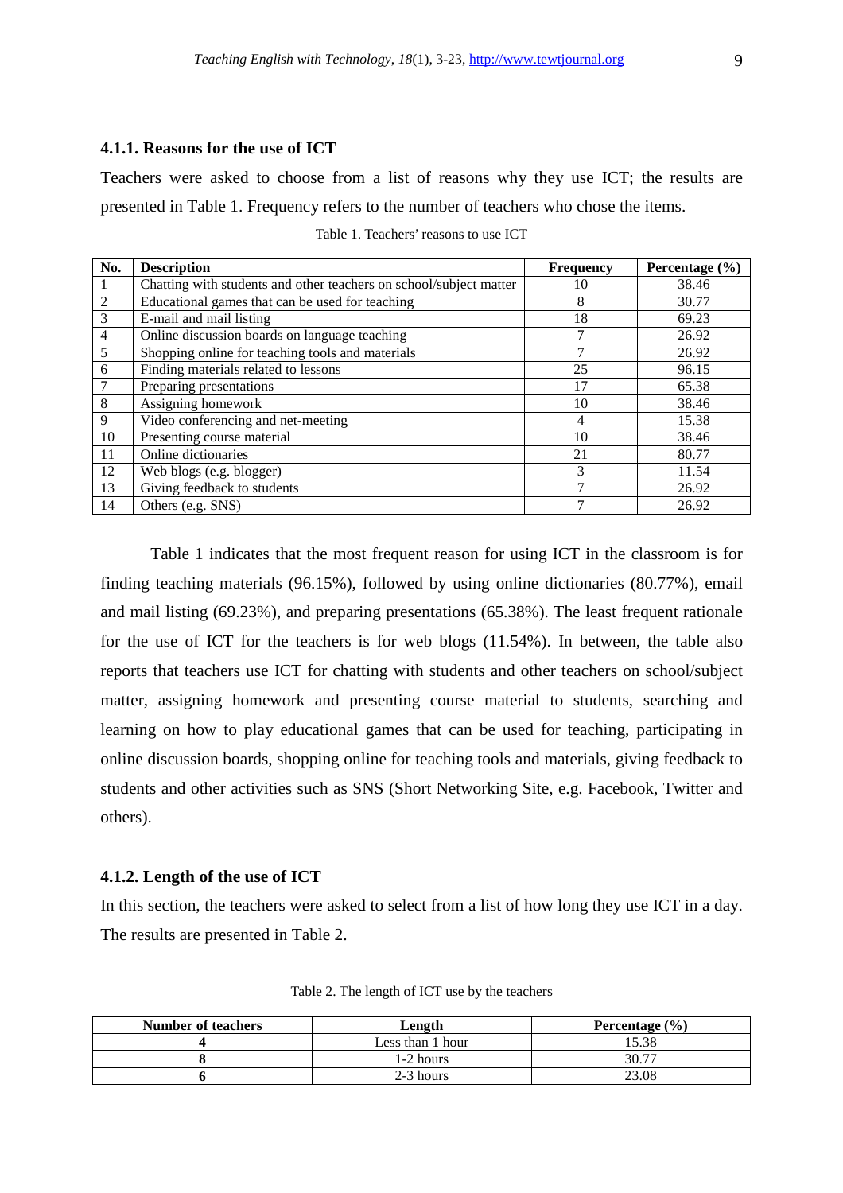#### 4.1.1. Reasons for the use of ICT

Teachers were asked to choose from a list of reasons why they use ICT; the results are presented in Table 1. Frequency refers to the number of teachers who chose the items.

Table 1. Teachers' reasons to use ICT

| No. | Description | Frequency | Percentage (%) |
|---|---|---|---|
| 1 | Chatting with students and other teachers on school/subject matter | 10 | 38.46 |
| 2 | Educational games that can be used for teaching | 8 | 30.77 |
| 3 | E-mail and mail listing | 18 | 69.23 |
| 4 | Online discussion boards on language teaching | 7 | 26.92 |
| 5 | Shopping online for teaching tools and materials | 7 | 26.92 |
| 6 | Finding materials related to lessons | 25 | 96.15 |
| 7 | Preparing presentations | 17 | 65.38 |
| 8 | Assigning homework | 10 | 38.46 |
| 9 | Video conferencing and net-meeting | 4 | 15.38 |
| 10 | Presenting course material | 10 | 38.46 |
| 11 | Online dictionaries | 21 | 80.77 |
| 12 | Web blogs (e.g. blogger) | 3 | 11.54 |
| 13 | Giving feedback to students | 7 | 26.92 |
| 14 | Others (e.g. SNS) | 7 | 26.92 |

Table 1 indicates that the most frequent reason for using ICT in the classroom is for finding teaching materials (96.15%), followed by using online dictionaries (80.77%), email and mail listing (69.23%), and preparing presentations (65.38%). The least frequent rationale for the use of ICT for the teachers is for web blogs (11.54%). In between, the table also reports that teachers use ICT for chatting with students and other teachers on school/subject matter, assigning homework and presenting course material to students, searching and learning on how to play educational games that can be used for teaching, participating in online discussion boards, shopping online for teaching tools and materials, giving feedback to students and other activities such as SNS (Short Networking Site, e.g. Facebook, Twitter and others).

#### 4.1.2. Length of the use of ICT

In this section, the teachers were asked to select from a list of how long they use ICT in a day. The results are presented in Table 2.

Table 2. The length of ICT use by the teachers

| Number of teachers | Length | Percentage (%) |
|---|---|---|
| **4** | Less than 1 hour | 15.38 |
| **8** | 1-2 hours | 30.77 |
| **6** | 2-3 hours | 23.08 |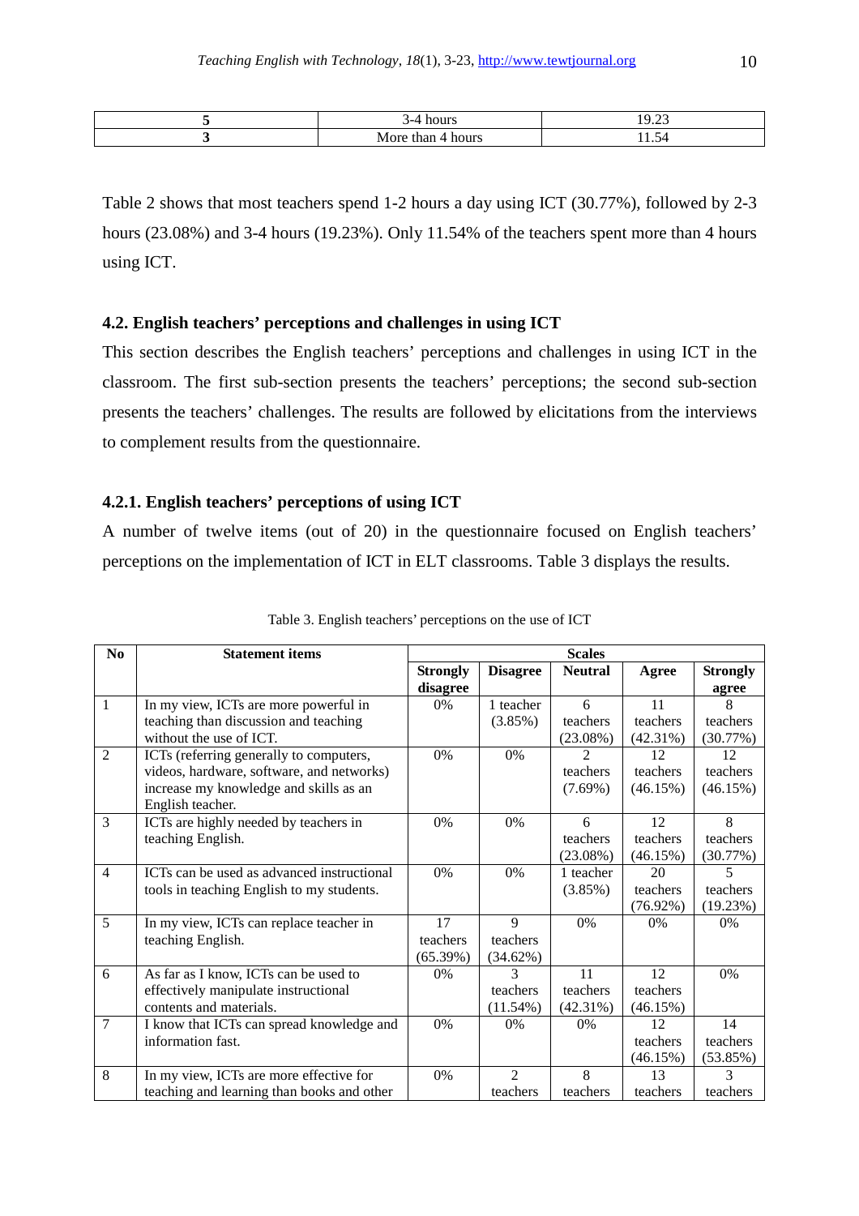| 5 | 3-4 hours | 19.23 |
|---|---|---|
| 3 | More than 4 hours | 11.54 |

Table 2 shows that most teachers spend 1-2 hours a day using ICT (30.77%), followed by 2-3 hours (23.08%) and 3-4 hours (19.23%). Only 11.54% of the teachers spent more than 4 hours using ICT.

### 4.2. English teachers' perceptions and challenges in using ICT

This section describes the English teachers' perceptions and challenges in using ICT in the classroom. The first sub-section presents the teachers' perceptions; the second sub-section presents the teachers' challenges. The results are followed by elicitations from the interviews to complement results from the questionnaire.

#### 4.2.1. English teachers' perceptions of using ICT

A number of twelve items (out of 20) in the questionnaire focused on English teachers' perceptions on the implementation of ICT in ELT classrooms. Table 3 displays the results.

Table 3. English teachers' perceptions on the use of ICT

| No | Statement items | Scales | | | | |
|---|---|---|---|---|---|---|
| | | Strongly disagree | Disagree | Neutral | Agree | Strongly agree |
| 1 | In my view, ICTs are more powerful in teaching than discussion and teaching without the use of ICT. | 0% | 1 teacher (3.85%) | 6 teachers (23.08%) | 11 teachers (42.31%) | 8 teachers (30.77%) |
| 2 | ICTs (referring generally to computers, videos, hardware, software, and networks) increase my knowledge and skills as an English teacher. | 0% | 0% | 2 teachers (7.69%) | 12 teachers (46.15%) | 12 teachers (46.15%) |
| 3 | ICTs are highly needed by teachers in teaching English. | 0% | 0% | 6 teachers (23.08%) | 12 teachers (46.15%) | 8 teachers (30.77%) |
| 4 | ICTs can be used as advanced instructional tools in teaching English to my students. | 0% | 0% | 1 teacher (3.85%) | 20 teachers (76.92%) | 5 teachers (19.23%) |
| 5 | In my view, ICTs can replace teacher in teaching English. | 17 teachers (65.39%) | 9 teachers (34.62%) | 0% | 0% | 0% |
| 6 | As far as I know, ICTs can be used to effectively manipulate instructional contents and materials. | 0% | 3 teachers (11.54%) | 11 teachers (42.31%) | 12 teachers (46.15%) | 0% |
| 7 | I know that ICTs can spread knowledge and information fast. | 0% | 0% | 0% | 12 teachers (46.15%) | 14 teachers (53.85%) |
| 8 | In my view, ICTs are more effective for teaching and learning than books and other | 0% | 2 teachers | 8 teachers | 13 teachers | 3 teachers |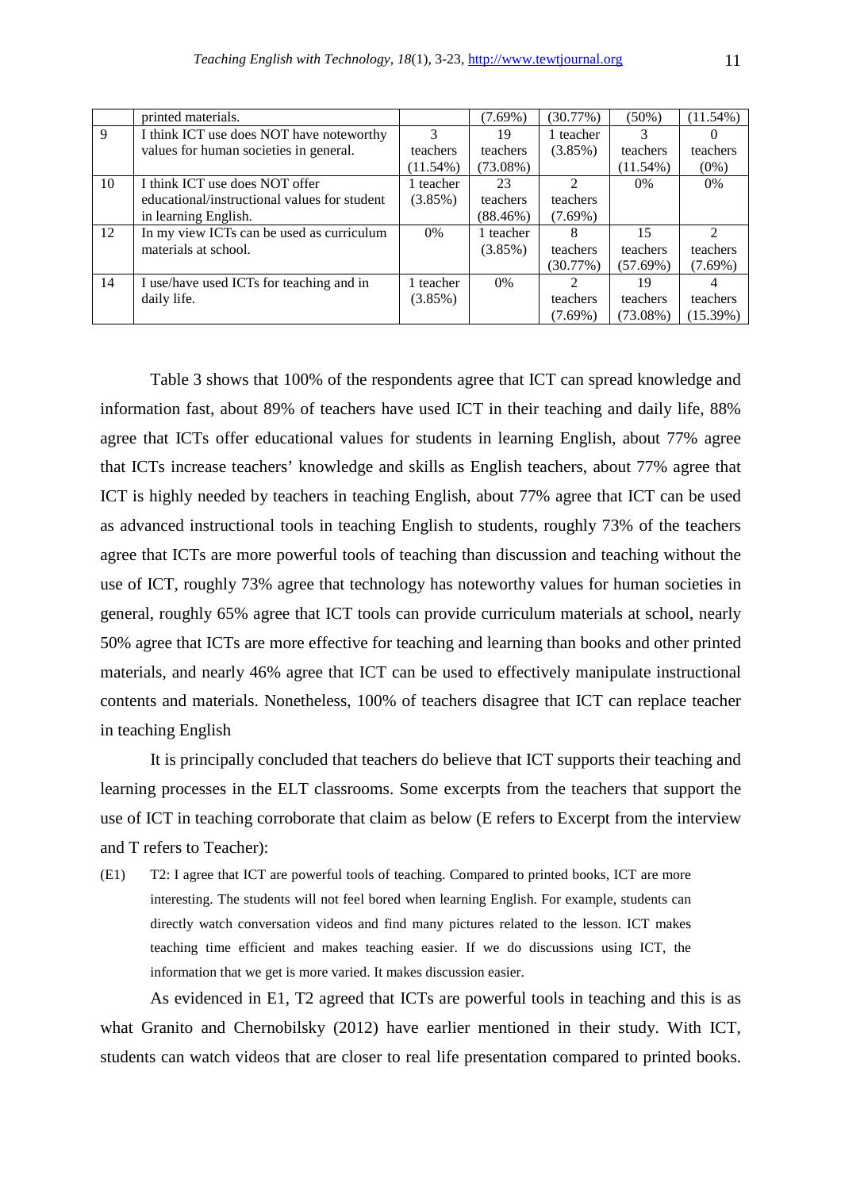| | | | | | | |
|---|---|---|---|---|---|---|
| | printed materials. | | (7.69%) | (30.77%) | (50%) | (11.54%) |
| 9 | I think ICT use does NOT have noteworthy values for human societies in general. | 3 teachers (11.54%) | 19 teachers (73.08%) | 1 teacher (3.85%) | 3 teachers (11.54%) | 0 teachers (0%) |
| 10 | I think ICT use does NOT offer educational/instructional values for student in learning English. | 1 teacher (3.85%) | 23 teachers (88.46%) | 2 teachers (7.69%) | 0% | 0% |
| 12 | In my view ICTs can be used as curriculum materials at school. | 0% | 1 teacher (3.85%) | 8 teachers (30.77%) | 15 teachers (57.69%) | 2 teachers (7.69%) |
| 14 | I use/have used ICTs for teaching and in daily life. | 1 teacher (3.85%) | 0% | 2 teachers (7.69%) | 19 teachers (73.08%) | 4 teachers (15.39%) |

Table 3 shows that 100% of the respondents agree that ICT can spread knowledge and information fast, about 89% of teachers have used ICT in their teaching and daily life, 88% agree that ICTs offer educational values for students in learning English, about 77% agree that ICTs increase teachers' knowledge and skills as English teachers, about 77% agree that ICT is highly needed by teachers in teaching English, about 77% agree that ICT can be used as advanced instructional tools in teaching English to students, roughly 73% of the teachers agree that ICTs are more powerful tools of teaching than discussion and teaching without the use of ICT, roughly 73% agree that technology has noteworthy values for human societies in general, roughly 65% agree that ICT tools can provide curriculum materials at school, nearly 50% agree that ICTs are more effective for teaching and learning than books and other printed materials, and nearly 46% agree that ICT can be used to effectively manipulate instructional contents and materials. Nonetheless, 100% of teachers disagree that ICT can replace teacher in teaching English

It is principally concluded that teachers do believe that ICT supports their teaching and learning processes in the ELT classrooms. Some excerpts from the teachers that support the use of ICT in teaching corroborate that claim as below (E refers to Excerpt from the interview and T refers to Teacher):

(E1) T2: I agree that ICT are powerful tools of teaching. Compared to printed books, ICT are more interesting. The students will not feel bored when learning English. For example, students can directly watch conversation videos and find many pictures related to the lesson. ICT makes teaching time efficient and makes teaching easier. If we do discussions using ICT, the information that we get is more varied. It makes discussion easier.

As evidenced in E1, T2 agreed that ICTs are powerful tools in teaching and this is as what Granito and Chernobilsky (2012) have earlier mentioned in their study. With ICT, students can watch videos that are closer to real life presentation compared to printed books.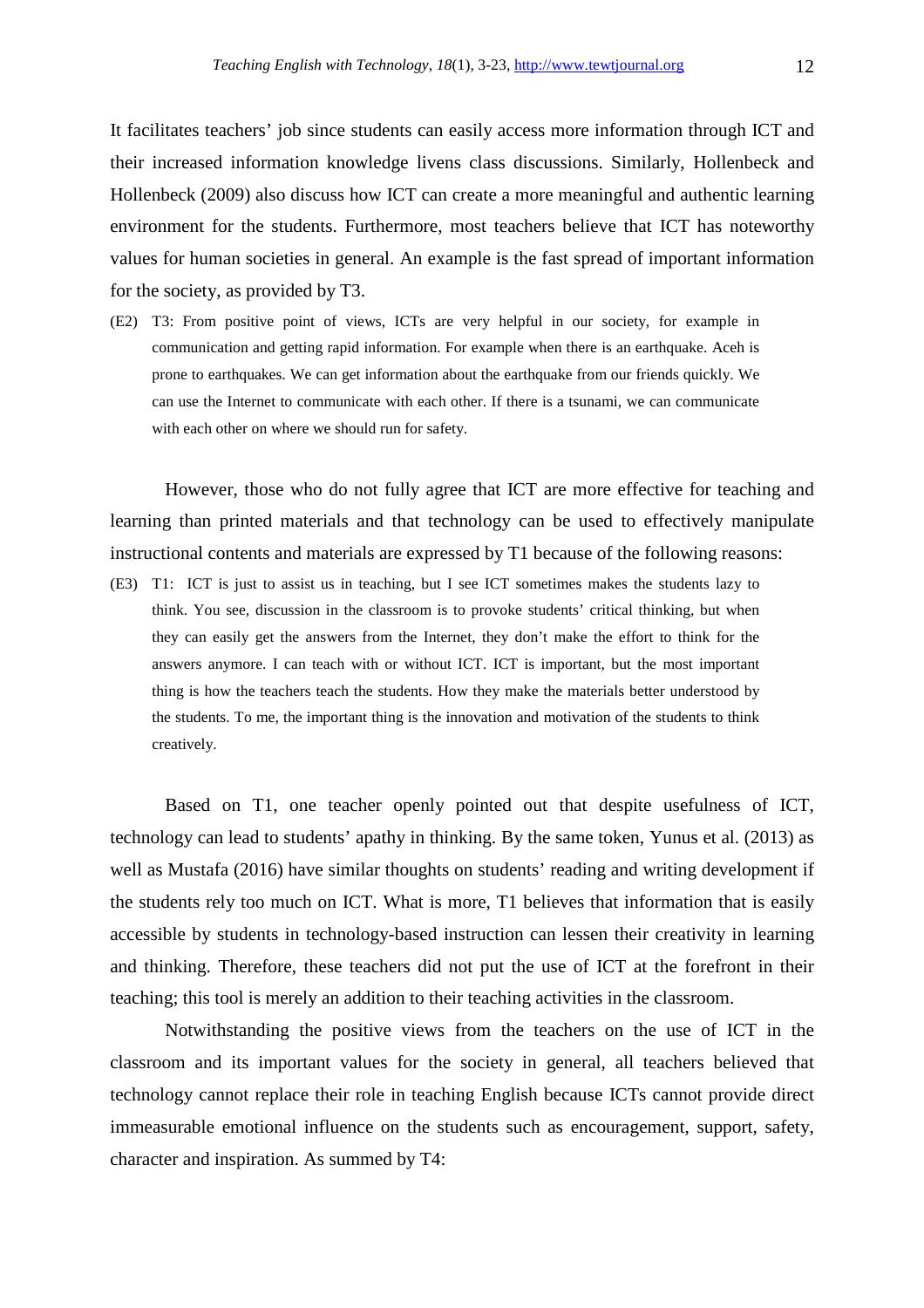It facilitates teachers' job since students can easily access more information through ICT and their increased information knowledge livens class discussions. Similarly, Hollenbeck and Hollenbeck (2009) also discuss how ICT can create a more meaningful and authentic learning environment for the students. Furthermore, most teachers believe that ICT has noteworthy values for human societies in general. An example is the fast spread of important information for the society, as provided by T3.

(E2) T3: From positive point of views, ICTs are very helpful in our society, for example in communication and getting rapid information. For example when there is an earthquake. Aceh is prone to earthquakes. We can get information about the earthquake from our friends quickly. We can use the Internet to communicate with each other. If there is a tsunami, we can communicate with each other on where we should run for safety.

However, those who do not fully agree that ICT are more effective for teaching and learning than printed materials and that technology can be used to effectively manipulate instructional contents and materials are expressed by T1 because of the following reasons:

(E3) T1: ICT is just to assist us in teaching, but I see ICT sometimes makes the students lazy to think. You see, discussion in the classroom is to provoke students' critical thinking, but when they can easily get the answers from the Internet, they don't make the effort to think for the answers anymore. I can teach with or without ICT. ICT is important, but the most important thing is how the teachers teach the students. How they make the materials better understood by the students. To me, the important thing is the innovation and motivation of the students to think creatively.

Based on T1, one teacher openly pointed out that despite usefulness of ICT, technology can lead to students' apathy in thinking. By the same token, Yunus et al. (2013) as well as Mustafa (2016) have similar thoughts on students' reading and writing development if the students rely too much on ICT. What is more, T1 believes that information that is easily accessible by students in technology-based instruction can lessen their creativity in learning and thinking. Therefore, these teachers did not put the use of ICT at the forefront in their teaching; this tool is merely an addition to their teaching activities in the classroom.

Notwithstanding the positive views from the teachers on the use of ICT in the classroom and its important values for the society in general, all teachers believed that technology cannot replace their role in teaching English because ICTs cannot provide direct immeasurable emotional influence on the students such as encouragement, support, safety, character and inspiration. As summed by T4: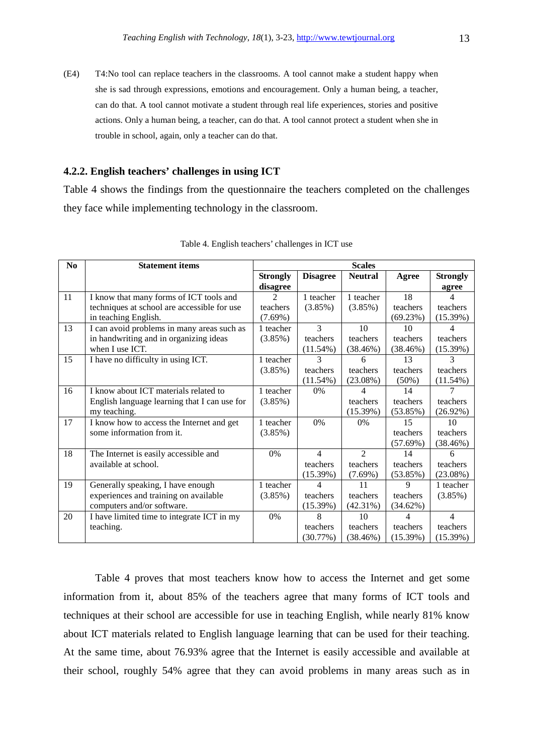(E4) T4:No tool can replace teachers in the classrooms. A tool cannot make a student happy when she is sad through expressions, emotions and encouragement. Only a human being, a teacher, can do that. A tool cannot motivate a student through real life experiences, stories and positive actions. Only a human being, a teacher, can do that. A tool cannot protect a student when she in trouble in school, again, only a teacher can do that.

#### 4.2.2. English teachers' challenges in using ICT

Table 4 shows the findings from the questionnaire the teachers completed on the challenges they face while implementing technology in the classroom.

Table 4. English teachers' challenges in ICT use

| No | Statement items | Scales | | | | |
|---|---|---|---|---|---|---|
| | | Strongly disagree | Disagree | Neutral | Agree | Strongly agree |
| 11 | I know that many forms of ICT tools and techniques at school are accessible for use in teaching English. | 2 teachers (7.69%) | 1 teacher (3.85%) | 1 teacher (3.85%) | 18 teachers (69.23%) | 4 teachers (15.39%) |
| 13 | I can avoid problems in many areas such as in handwriting and in organizing ideas when I use ICT. | 1 teacher (3.85%) | 3 teachers (11.54%) | 10 teachers (38.46%) | 10 teachers (38.46%) | 4 teachers (15.39%) |
| 15 | I have no difficulty in using ICT. | 1 teacher (3.85%) | 3 teachers (11.54%) | 6 teachers (23.08%) | 13 teachers (50%) | 3 teachers (11.54%) |
| 16 | I know about ICT materials related to English language learning that I can use for my teaching. | 1 teacher (3.85%) | 0% | 4 teachers (15.39%) | 14 teachers (53.85%) | 7 teachers (26.92%) |
| 17 | I know how to access the Internet and get some information from it. | 1 teacher (3.85%) | 0% | 0% | 15 teachers (57.69%) | 10 teachers (38.46%) |
| 18 | The Internet is easily accessible and available at school. | 0% | 4 teachers (15.39%) | 2 teachers (7.69%) | 14 teachers (53.85%) | 6 teachers (23.08%) |
| 19 | Generally speaking, I have enough experiences and training on available computers and/or software. | 1 teacher (3.85%) | 4 teachers (15.39%) | 11 teachers (42.31%) | 9 teachers (34.62%) | 1 teacher (3.85%) |
| 20 | I have limited time to integrate ICT in my teaching. | 0% | 8 teachers (30.77%) | 10 teachers (38.46%) | 4 teachers (15.39%) | 4 teachers (15.39%) |

Table 4 proves that most teachers know how to access the Internet and get some information from it, about 85% of the teachers agree that many forms of ICT tools and techniques at their school are accessible for use in teaching English, while nearly 81% know about ICT materials related to English language learning that can be used for their teaching. At the same time, about 76.93% agree that the Internet is easily accessible and available at their school, roughly 54% agree that they can avoid problems in many areas such as in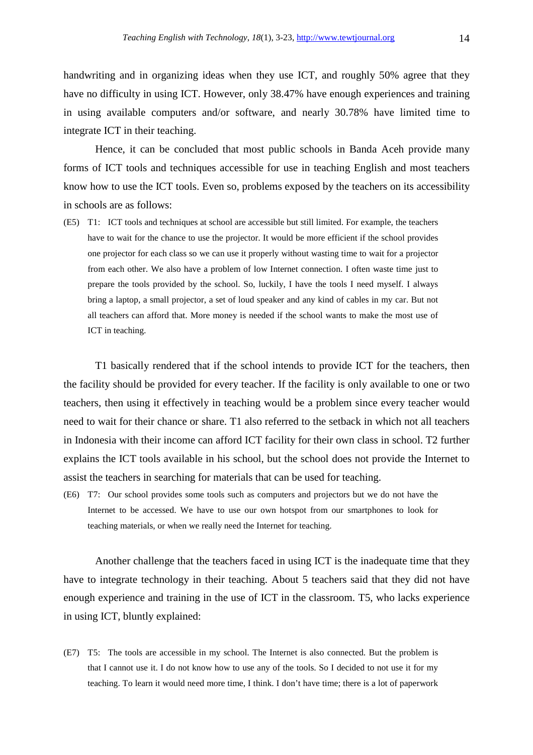handwriting and in organizing ideas when they use ICT, and roughly 50% agree that they have no difficulty in using ICT. However, only 38.47% have enough experiences and training in using available computers and/or software, and nearly 30.78% have limited time to integrate ICT in their teaching.

Hence, it can be concluded that most public schools in Banda Aceh provide many forms of ICT tools and techniques accessible for use in teaching English and most teachers know how to use the ICT tools. Even so, problems exposed by the teachers on its accessibility in schools are as follows:

(E5) T1: ICT tools and techniques at school are accessible but still limited. For example, the teachers have to wait for the chance to use the projector. It would be more efficient if the school provides one projector for each class so we can use it properly without wasting time to wait for a projector from each other. We also have a problem of low Internet connection. I often waste time just to prepare the tools provided by the school. So, luckily, I have the tools I need myself. I always bring a laptop, a small projector, a set of loud speaker and any kind of cables in my car. But not all teachers can afford that. More money is needed if the school wants to make the most use of ICT in teaching.

T1 basically rendered that if the school intends to provide ICT for the teachers, then the facility should be provided for every teacher. If the facility is only available to one or two teachers, then using it effectively in teaching would be a problem since every teacher would need to wait for their chance or share. T1 also referred to the setback in which not all teachers in Indonesia with their income can afford ICT facility for their own class in school. T2 further explains the ICT tools available in his school, but the school does not provide the Internet to assist the teachers in searching for materials that can be used for teaching.

(E6) T7: Our school provides some tools such as computers and projectors but we do not have the Internet to be accessed. We have to use our own hotspot from our smartphones to look for teaching materials, or when we really need the Internet for teaching.

Another challenge that the teachers faced in using ICT is the inadequate time that they have to integrate technology in their teaching. About 5 teachers said that they did not have enough experience and training in the use of ICT in the classroom. T5, who lacks experience in using ICT, bluntly explained:

(E7) T5: The tools are accessible in my school. The Internet is also connected. But the problem is that I cannot use it. I do not know how to use any of the tools. So I decided to not use it for my teaching. To learn it would need more time, I think. I don't have time; there is a lot of paperwork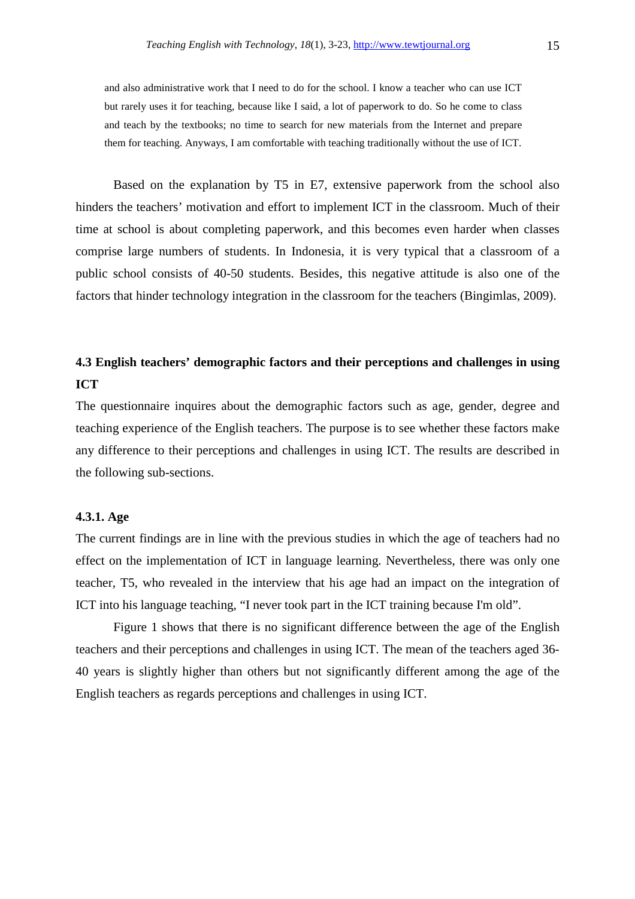> and also administrative work that I need to do for the school. I know a teacher who can use ICT but rarely uses it for teaching, because like I said, a lot of paperwork to do. So he come to class and teach by the textbooks; no time to search for new materials from the Internet and prepare them for teaching. Anyways, I am comfortable with teaching traditionally without the use of ICT.

Based on the explanation by T5 in E7, extensive paperwork from the school also hinders the teachers' motivation and effort to implement ICT in the classroom. Much of their time at school is about completing paperwork, and this becomes even harder when classes comprise large numbers of students. In Indonesia, it is very typical that a classroom of a public school consists of 40-50 students. Besides, this negative attitude is also one of the factors that hinder technology integration in the classroom for the teachers (Bingimlas, 2009).

### 4.3 English teachers' demographic factors and their perceptions and challenges in using ICT

The questionnaire inquires about the demographic factors such as age, gender, degree and teaching experience of the English teachers. The purpose is to see whether these factors make any difference to their perceptions and challenges in using ICT. The results are described in the following sub-sections.

#### 4.3.1. Age

The current findings are in line with the previous studies in which the age of teachers had no effect on the implementation of ICT in language learning. Nevertheless, there was only one teacher, T5, who revealed in the interview that his age had an impact on the integration of ICT into his language teaching, "I never took part in the ICT training because I'm old".

Figure 1 shows that there is no significant difference between the age of the English teachers and their perceptions and challenges in using ICT. The mean of the teachers aged 36-40 years is slightly higher than others but not significantly different among the age of the English teachers as regards perceptions and challenges in using ICT.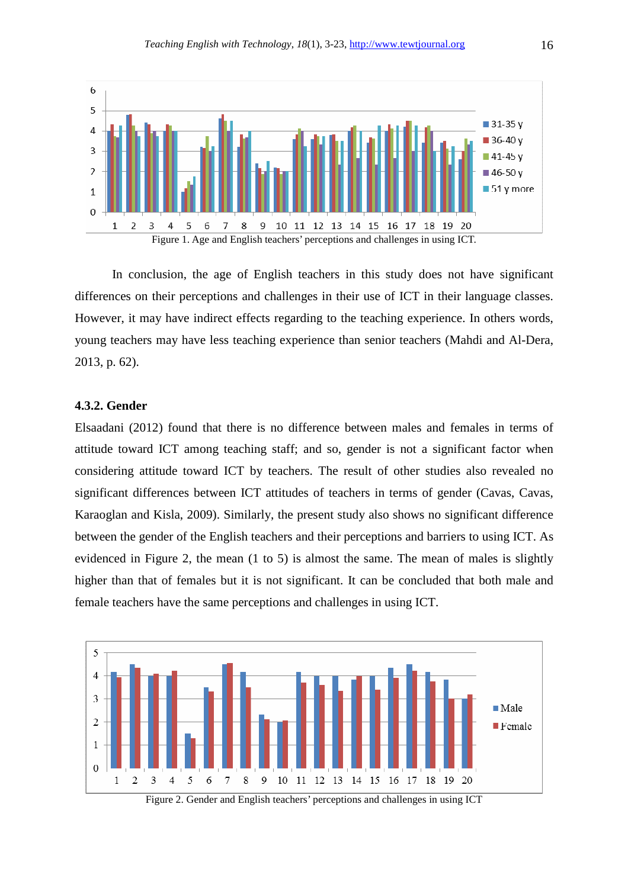Figure 1. Age and English teachers' perceptions and challenges in using ICT.

In conclusion, the age of English teachers in this study does not have significant differences on their perceptions and challenges in their use of ICT in their language classes. However, it may have indirect effects regarding to the teaching experience. In others words, young teachers may have less teaching experience than senior teachers (Mahdi and Al-Dera, 2013, p. 62).

### 4.3.2. Gender

Elsaadani (2012) found that there is no difference between males and females in terms of attitude toward ICT among teaching staff; and so, gender is not a significant factor when considering attitude toward ICT by teachers. The result of other studies also revealed no significant differences between ICT attitudes of teachers in terms of gender (Cavas, Cavas, Karaoglan and Kisla, 2009). Similarly, the present study also shows no significant difference between the gender of the English teachers and their perceptions and barriers to using ICT. As evidenced in Figure 2, the mean (1 to 5) is almost the same. The mean of males is slightly higher than that of females but it is not significant. It can be concluded that both male and female teachers have the same perceptions and challenges in using ICT.

Figure 2. Gender and English teachers' perceptions and challenges in using ICT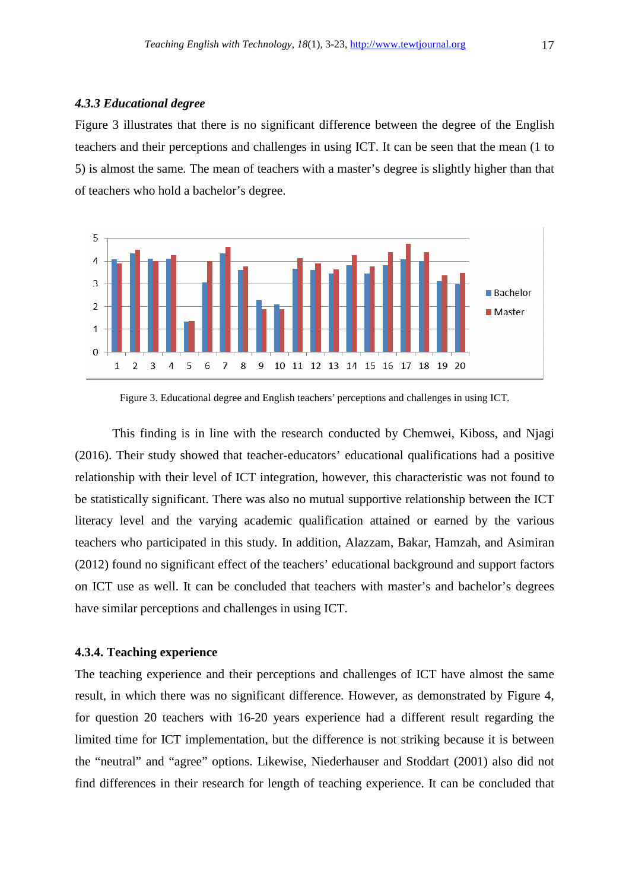#### *4.3.3 Educational degree*

Figure 3 illustrates that there is no significant difference between the degree of the English teachers and their perceptions and challenges in using ICT. It can be seen that the mean (1 to 5) is almost the same. The mean of teachers with a master's degree is slightly higher than that of teachers who hold a bachelor's degree.

Figure 3. Educational degree and English teachers' perceptions and challenges in using ICT.

This finding is in line with the research conducted by Chemwei, Kiboss, and Njagi (2016). Their study showed that teacher-educators' educational qualifications had a positive relationship with their level of ICT integration, however, this characteristic was not found to be statistically significant. There was also no mutual supportive relationship between the ICT literacy level and the varying academic qualification attained or earned by the various teachers who participated in this study. In addition, Alazzam, Bakar, Hamzah, and Asimiran (2012) found no significant effect of the teachers' educational background and support factors on ICT use as well. It can be concluded that teachers with master's and bachelor's degrees have similar perceptions and challenges in using ICT.

#### **4.3.4. Teaching experience**

The teaching experience and their perceptions and challenges of ICT have almost the same result, in which there was no significant difference. However, as demonstrated by Figure 4, for question 20 teachers with 16-20 years experience had a different result regarding the limited time for ICT implementation, but the difference is not striking because it is between the "neutral" and "agree" options. Likewise, Niederhauser and Stoddart (2001) also did not find differences in their research for length of teaching experience. It can be concluded that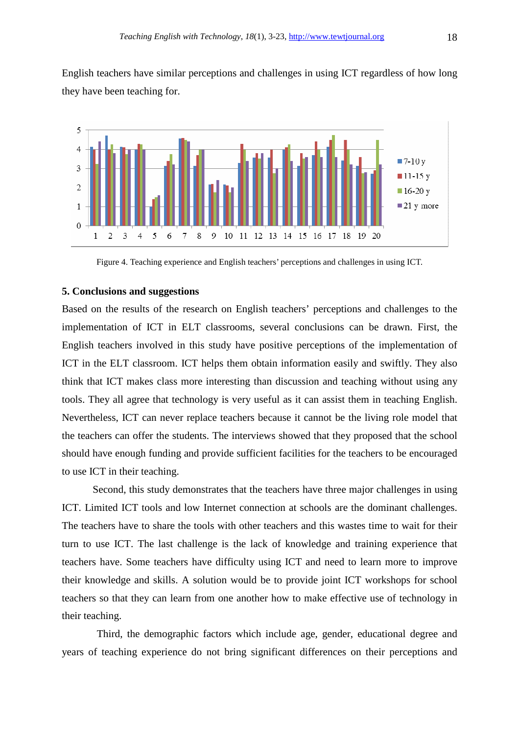English teachers have similar perceptions and challenges in using ICT regardless of how long they have been teaching for.

Figure 4. Teaching experience and English teachers' perceptions and challenges in using ICT.

### 5. Conclusions and suggestions

Based on the results of the research on English teachers' perceptions and challenges to the implementation of ICT in ELT classrooms, several conclusions can be drawn. First, the English teachers involved in this study have positive perceptions of the implementation of ICT in the ELT classroom. ICT helps them obtain information easily and swiftly. They also think that ICT makes class more interesting than discussion and teaching without using any tools. They all agree that technology is very useful as it can assist them in teaching English. Nevertheless, ICT can never replace teachers because it cannot be the living role model that the teachers can offer the students. The interviews showed that they proposed that the school should have enough funding and provide sufficient facilities for the teachers to be encouraged to use ICT in their teaching.

Second, this study demonstrates that the teachers have three major challenges in using ICT. Limited ICT tools and low Internet connection at schools are the dominant challenges. The teachers have to share the tools with other teachers and this wastes time to wait for their turn to use ICT. The last challenge is the lack of knowledge and training experience that teachers have. Some teachers have difficulty using ICT and need to learn more to improve their knowledge and skills. A solution would be to provide joint ICT workshops for school teachers so that they can learn from one another how to make effective use of technology in their teaching.

Third, the demographic factors which include age, gender, educational degree and years of teaching experience do not bring significant differences on their perceptions and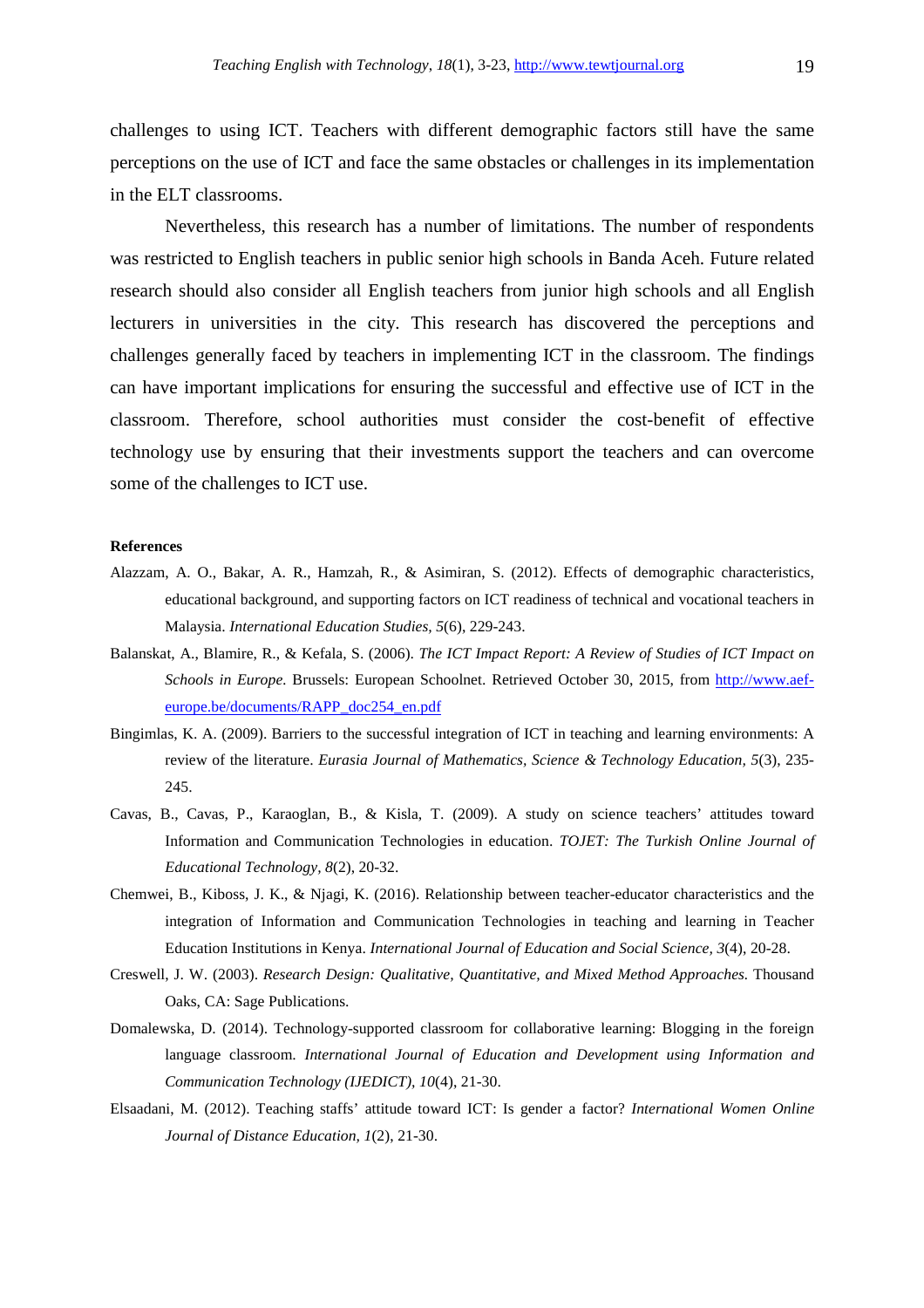challenges to using ICT. Teachers with different demographic factors still have the same perceptions on the use of ICT and face the same obstacles or challenges in its implementation in the ELT classrooms.

Nevertheless, this research has a number of limitations. The number of respondents was restricted to English teachers in public senior high schools in Banda Aceh. Future related research should also consider all English teachers from junior high schools and all English lecturers in universities in the city. This research has discovered the perceptions and challenges generally faced by teachers in implementing ICT in the classroom. The findings can have important implications for ensuring the successful and effective use of ICT in the classroom. Therefore, school authorities must consider the cost-benefit of effective technology use by ensuring that their investments support the teachers and can overcome some of the challenges to ICT use.

**References**

Alazzam, A. O., Bakar, A. R., Hamzah, R., & Asimiran, S. (2012). Effects of demographic characteristics, educational background, and supporting factors on ICT readiness of technical and vocational teachers in Malaysia. *International Education Studies, 5*(6), 229-243.

Balanskat, A., Blamire, R., & Kefala, S. (2006). *The ICT Impact Report: A Review of Studies of ICT Impact on Schools in Europe.* Brussels: European Schoolnet. Retrieved October 30, 2015, from http://www.aef-europe.be/documents/RAPP_doc254_en.pdf

Bingimlas, K. A. (2009). Barriers to the successful integration of ICT in teaching and learning environments: A review of the literature. *Eurasia Journal of Mathematics, Science & Technology Education, 5*(3), 235-245.

Cavas, B., Cavas, P., Karaoglan, B., & Kisla, T. (2009). A study on science teachers' attitudes toward Information and Communication Technologies in education. *TOJET: The Turkish Online Journal of Educational Technology, 8*(2), 20-32.

Chemwei, B., Kiboss, J. K., & Njagi, K. (2016). Relationship between teacher-educator characteristics and the integration of Information and Communication Technologies in teaching and learning in Teacher Education Institutions in Kenya. *International Journal of Education and Social Science, 3*(4), 20-28.

Creswell, J. W. (2003). *Research Design: Qualitative, Quantitative, and Mixed Method Approaches.* Thousand Oaks, CA: Sage Publications.

Domalewska, D. (2014). Technology-supported classroom for collaborative learning: Blogging in the foreign language classroom. *International Journal of Education and Development using Information and Communication Technology (IJEDICT), 10*(4), 21-30.

Elsaadani, M. (2012). Teaching staffs' attitude toward ICT: Is gender a factor? *International Women Online Journal of Distance Education, 1*(2), 21-30.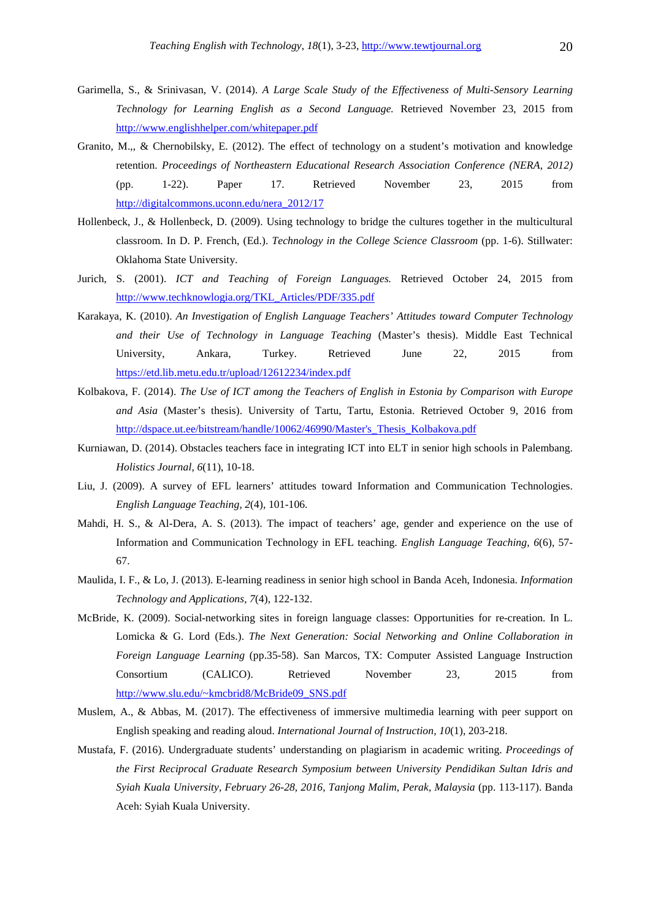Garimella, S., & Srinivasan, V. (2014). *A Large Scale Study of the Effectiveness of Multi-Sensory Learning Technology for Learning English as a Second Language.* Retrieved November 23, 2015 from http://www.englishhelper.com/whitepaper.pdf

Granito, M.,, & Chernobilsky, E. (2012). The effect of technology on a student's motivation and knowledge retention. *Proceedings of Northeastern Educational Research Association Conference (NERA, 2012)* (pp. 1-22). Paper 17. Retrieved November 23, 2015 from http://digitalcommons.uconn.edu/nera_2012/17

Hollenbeck, J., & Hollenbeck, D. (2009). Using technology to bridge the cultures together in the multicultural classroom. In D. P. French, (Ed.). *Technology in the College Science Classroom* (pp. 1-6). Stillwater: Oklahoma State University.

Jurich, S. (2001). *ICT and Teaching of Foreign Languages.* Retrieved October 24, 2015 from http://www.techknowlogia.org/TKL_Articles/PDF/335.pdf

Karakaya, K. (2010). *An Investigation of English Language Teachers' Attitudes toward Computer Technology and their Use of Technology in Language Teaching* (Master's thesis). Middle East Technical University, Ankara, Turkey. Retrieved June 22, 2015 from https://etd.lib.metu.edu.tr/upload/12612234/index.pdf

Kolbakova, F. (2014). *The Use of ICT among the Teachers of English in Estonia by Comparison with Europe and Asia* (Master's thesis). University of Tartu, Tartu, Estonia. Retrieved October 9, 2016 from http://dspace.ut.ee/bitstream/handle/10062/46990/Master's_Thesis_Kolbakova.pdf

Kurniawan, D. (2014). Obstacles teachers face in integrating ICT into ELT in senior high schools in Palembang. *Holistics Journal, 6*(11), 10-18.

Liu, J. (2009). A survey of EFL learners' attitudes toward Information and Communication Technologies. *English Language Teaching, 2*(4), 101-106.

Mahdi, H. S., & Al-Dera, A. S. (2013). The impact of teachers' age, gender and experience on the use of Information and Communication Technology in EFL teaching. *English Language Teaching, 6*(6), 57-67.

Maulida, I. F., & Lo, J. (2013). E-learning readiness in senior high school in Banda Aceh, Indonesia. *Information Technology and Applications, 7*(4), 122-132.

McBride, K. (2009). Social-networking sites in foreign language classes: Opportunities for re-creation. In L. Lomicka & G. Lord (Eds.). *The Next Generation: Social Networking and Online Collaboration in Foreign Language Learning* (pp.35-58). San Marcos, TX: Computer Assisted Language Instruction Consortium (CALICO). Retrieved November 23, 2015 from http://www.slu.edu/~kmcbrid8/McBride09_SNS.pdf

Muslem, A., & Abbas, M. (2017). The effectiveness of immersive multimedia learning with peer support on English speaking and reading aloud. *International Journal of Instruction*, *10*(1), 203-218.

Mustafa, F. (2016). Undergraduate students' understanding on plagiarism in academic writing. *Proceedings of the First Reciprocal Graduate Research Symposium between University Pendidikan Sultan Idris and Syiah Kuala University, February 26-28, 2016, Tanjong Malim, Perak, Malaysia* (pp. 113-117). Banda Aceh: Syiah Kuala University.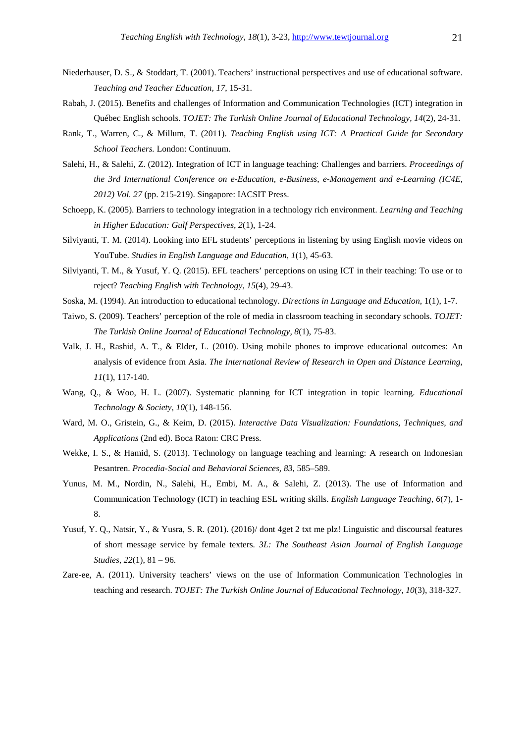Niederhauser, D. S., & Stoddart, T. (2001). Teachers' instructional perspectives and use of educational software. *Teaching and Teacher Education, 17*, 15-31.

Rabah, J. (2015). Benefits and challenges of Information and Communication Technologies (ICT) integration in Québec English schools. *TOJET: The Turkish Online Journal of Educational Technology, 14*(2), 24-31.

Rank, T., Warren, C., & Millum, T. (2011). *Teaching English using ICT: A Practical Guide for Secondary School Teachers.* London: Continuum.

Salehi, H., & Salehi, Z. (2012). Integration of ICT in language teaching: Challenges and barriers. *Proceedings of the 3rd International Conference on e-Education, e-Business, e-Management and e-Learning (IC4E, 2012) Vol. 27* (pp. 215-219). Singapore: IACSIT Press.

Schoepp, K. (2005). Barriers to technology integration in a technology rich environment. *Learning and Teaching in Higher Education: Gulf Perspectives, 2*(1), 1-24.

Silviyanti, T. M. (2014). Looking into EFL students' perceptions in listening by using English movie videos on YouTube. *Studies in English Language and Education, 1*(1), 45-63.

Silviyanti, T. M., & Yusuf, Y. Q. (2015). EFL teachers' perceptions on using ICT in their teaching: To use or to reject? *Teaching English with Technology, 15*(4), 29-43.

Soska, M. (1994). An introduction to educational technology. *Directions in Language and Education*, 1(1), 1-7.

Taiwo, S. (2009). Teachers' perception of the role of media in classroom teaching in secondary schools. *TOJET: The Turkish Online Journal of Educational Technology, 8*(1), 75-83.

Valk, J. H., Rashid, A. T., & Elder, L. (2010). Using mobile phones to improve educational outcomes: An analysis of evidence from Asia. *The International Review of Research in Open and Distance Learning, 11*(1), 117-140.

Wang, Q., & Woo, H. L. (2007). Systematic planning for ICT integration in topic learning. *Educational Technology & Society, 10*(1), 148-156.

Ward, M. O., Gristein, G., & Keim, D. (2015). *Interactive Data Visualization: Foundations, Techniques, and Applications* (2nd ed). Boca Raton: CRC Press.

Wekke, I. S., & Hamid, S. (2013). Technology on language teaching and learning: A research on Indonesian Pesantren. *Procedia-Social and Behavioral Sciences, 83*, 585–589.

Yunus, M. M., Nordin, N., Salehi, H., Embi, M. A., & Salehi, Z. (2013). The use of Information and Communication Technology (ICT) in teaching ESL writing skills. *English Language Teaching, 6*(7), 1-8.

Yusuf, Y. Q., Natsir, Y., & Yusra, S. R. (201). (2016)/ dont 4get 2 txt me plz! Linguistic and discoursal features of short message service by female texters. *3L: The Southeast Asian Journal of English Language Studies, 22*(1), 81 – 96.

Zare-ee, A. (2011). University teachers' views on the use of Information Communication Technologies in teaching and research. *TOJET: The Turkish Online Journal of Educational Technology, 10*(3), 318-327.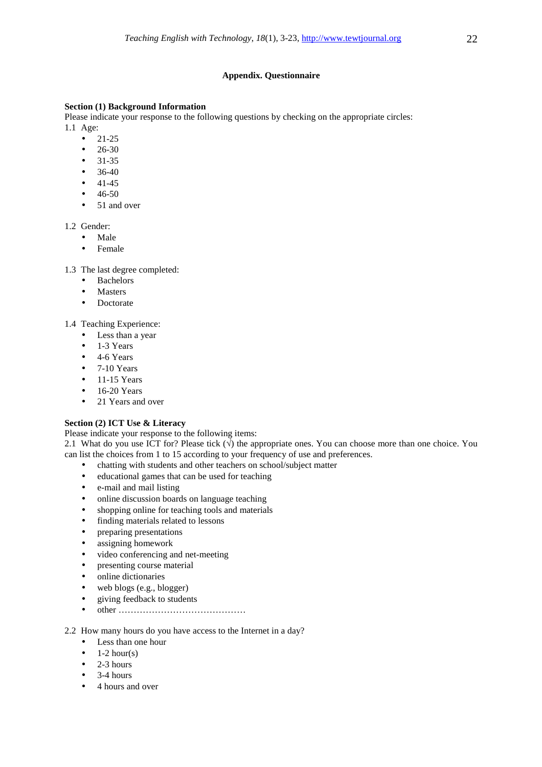## Appendix. Questionnaire

**Section (1) Background Information**

Please indicate your response to the following questions by checking on the appropriate circles:

1.1 Age:

- 21-25
- 26-30
- 31-35
- 36-40
- 41-45
- 46-50
- 51 and over

1.2 Gender:

- Male
- Female

1.3 The last degree completed:

- Bachelors
- Masters
- Doctorate

1.4 Teaching Experience:

- Less than a year
- 1-3 Years
- 4-6 Years
- 7-10 Years
- 11-15 Years
- 16-20 Years
- 21 Years and over

**Section (2) ICT Use & Literacy**

Please indicate your response to the following items:

2.1 What do you use ICT for? Please tick (√) the appropriate ones. You can choose more than one choice. You can list the choices from 1 to 15 according to your frequency of use and preferences.

- chatting with students and other teachers on school/subject matter
- educational games that can be used for teaching
- e-mail and mail listing
- online discussion boards on language teaching
- shopping online for teaching tools and materials
- finding materials related to lessons
- preparing presentations
- assigning homework
- video conferencing and net-meeting
- presenting course material
- online dictionaries
- web blogs (e.g., blogger)
- giving feedback to students
- other ……………………………………

2.2 How many hours do you have access to the Internet in a day?

- Less than one hour
- 1-2 hour(s)
- 2-3 hours
- 3-4 hours
- 4 hours and over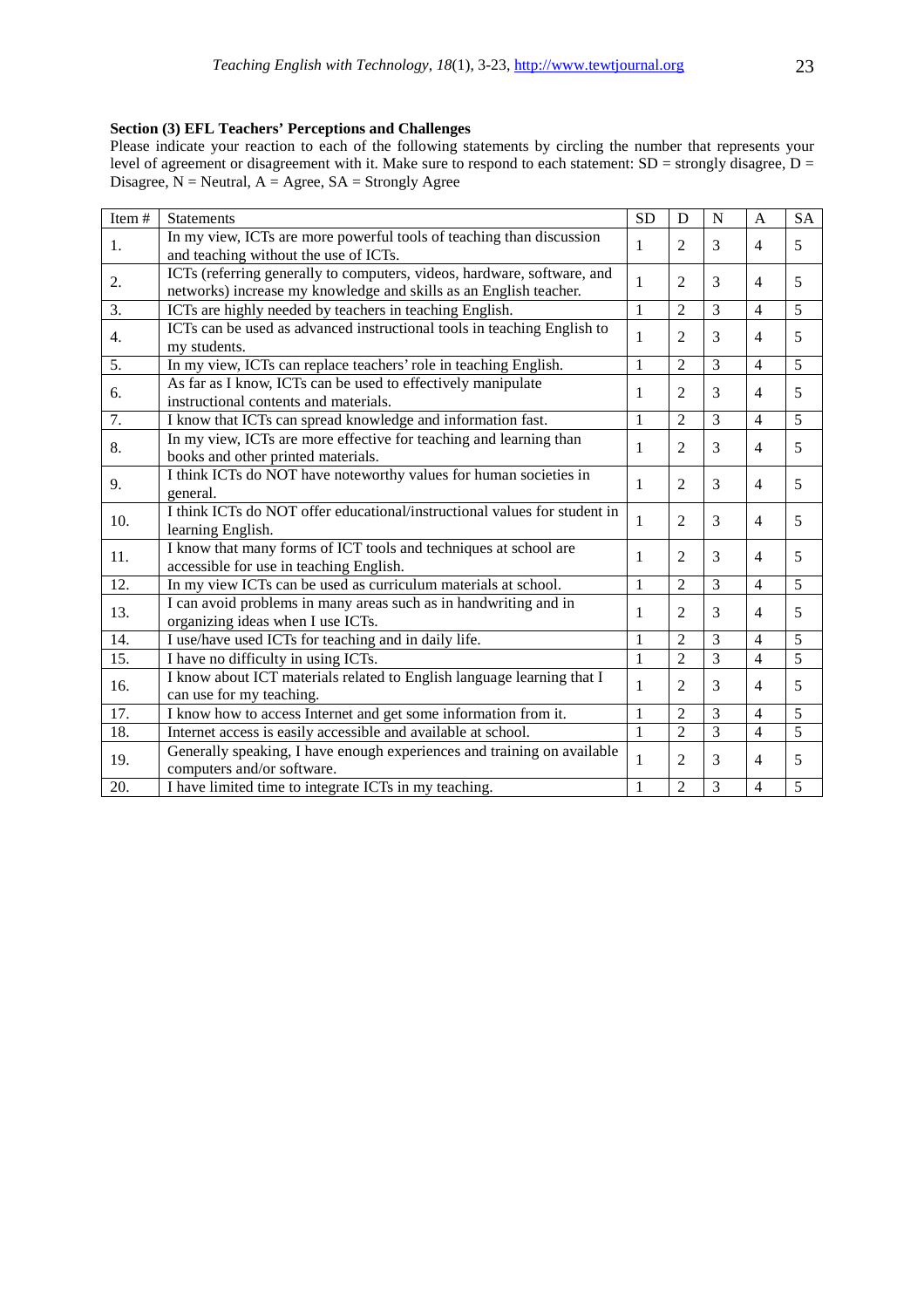**Section (3) EFL Teachers' Perceptions and Challenges**

Please indicate your reaction to each of the following statements by circling the number that represents your level of agreement or disagreement with it. Make sure to respond to each statement: SD = strongly disagree, D = Disagree, N = Neutral, A = Agree, SA = Strongly Agree

| Item # | Statements | SD | D | N | A | SA |
|---|---|---|---|---|---|---|
| 1. | In my view, ICTs are more powerful tools of teaching than discussion and teaching without the use of ICTs. | 1 | 2 | 3 | 4 | 5 |
| 2. | ICTs (referring generally to computers, videos, hardware, software, and networks) increase my knowledge and skills as an English teacher. | 1 | 2 | 3 | 4 | 5 |
| 3. | ICTs are highly needed by teachers in teaching English. | 1 | 2 | 3 | 4 | 5 |
| 4. | ICTs can be used as advanced instructional tools in teaching English to my students. | 1 | 2 | 3 | 4 | 5 |
| 5. | In my view, ICTs can replace teachers' role in teaching English. | 1 | 2 | 3 | 4 | 5 |
| 6. | As far as I know, ICTs can be used to effectively manipulate instructional contents and materials. | 1 | 2 | 3 | 4 | 5 |
| 7. | I know that ICTs can spread knowledge and information fast. | 1 | 2 | 3 | 4 | 5 |
| 8. | In my view, ICTs are more effective for teaching and learning than books and other printed materials. | 1 | 2 | 3 | 4 | 5 |
| 9. | I think ICTs do NOT have noteworthy values for human societies in general. | 1 | 2 | 3 | 4 | 5 |
| 10. | I think ICTs do NOT offer educational/instructional values for student in learning English. | 1 | 2 | 3 | 4 | 5 |
| 11. | I know that many forms of ICT tools and techniques at school are accessible for use in teaching English. | 1 | 2 | 3 | 4 | 5 |
| 12. | In my view ICTs can be used as curriculum materials at school. | 1 | 2 | 3 | 4 | 5 |
| 13. | I can avoid problems in many areas such as in handwriting and in organizing ideas when I use ICTs. | 1 | 2 | 3 | 4 | 5 |
| 14. | I use/have used ICTs for teaching and in daily life. | 1 | 2 | 3 | 4 | 5 |
| 15. | I have no difficulty in using ICTs. | 1 | 2 | 3 | 4 | 5 |
| 16. | I know about ICT materials related to English language learning that I can use for my teaching. | 1 | 2 | 3 | 4 | 5 |
| 17. | I know how to access Internet and get some information from it. | 1 | 2 | 3 | 4 | 5 |
| 18. | Internet access is easily accessible and available at school. | 1 | 2 | 3 | 4 | 5 |
| 19. | Generally speaking, I have enough experiences and training on available computers and/or software. | 1 | 2 | 3 | 4 | 5 |
| 20. | I have limited time to integrate ICTs in my teaching. | 1 | 2 | 3 | 4 | 5 |